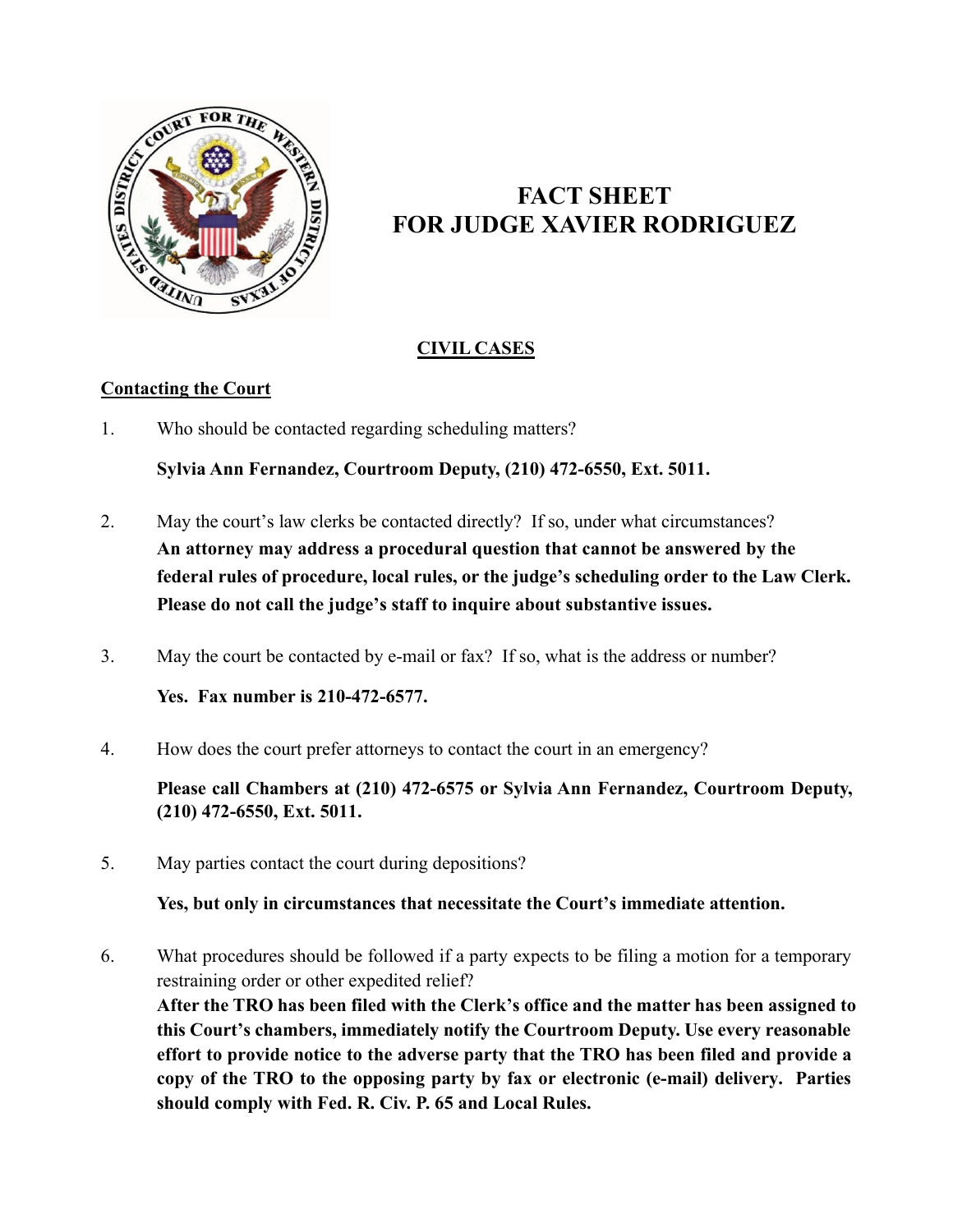# FACT SHEET
# FOR JUDGE XAVIER RODRIGUEZ

## CIVIL CASES

### Contacting the Court

1. Who should be contacted regarding scheduling matters?

   **Sylvia Ann Fernandez, Courtroom Deputy, (210) 472-6550, Ext. 5011.**

2. May the court's law clerks be contacted directly? If so, under what circumstances?
   **An attorney may address a procedural question that cannot be answered by the federal rules of procedure, local rules, or the judge's scheduling order to the Law Clerk. Please do not call the judge's staff to inquire about substantive issues.**

3. May the court be contacted by e-mail or fax? If so, what is the address or number?

   **Yes. Fax number is 210-472-6577.**

4. How does the court prefer attorneys to contact the court in an emergency?

   **Please call Chambers at (210) 472-6575 or Sylvia Ann Fernandez, Courtroom Deputy, (210) 472-6550, Ext. 5011.**

5. May parties contact the court during depositions?

   **Yes, but only in circumstances that necessitate the Court's immediate attention.**

6. What procedures should be followed if a party expects to be filing a motion for a temporary restraining order or other expedited relief?
   **After the TRO has been filed with the Clerk's office and the matter has been assigned to this Court's chambers, immediately notify the Courtroom Deputy. Use every reasonable effort to provide notice to the adverse party that the TRO has been filed and provide a copy of the TRO to the opposing party by fax or electronic (e-mail) delivery. Parties should comply with Fed. R. Civ. P. 65 and Local Rules.**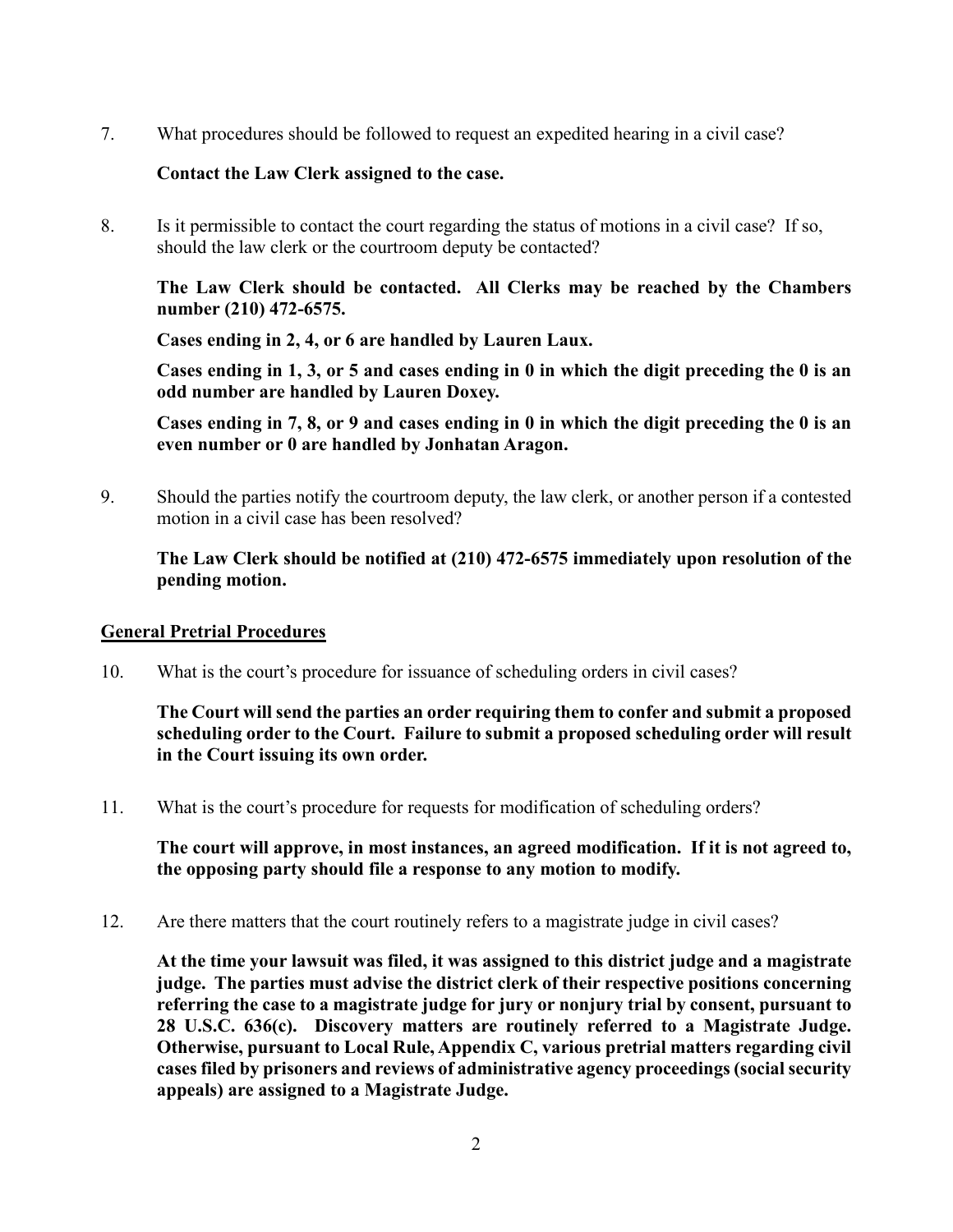7. What procedures should be followed to request an expedited hearing in a civil case?

   **Contact the Law Clerk assigned to the case.**

8. Is it permissible to contact the court regarding the status of motions in a civil case? If so, should the law clerk or the courtroom deputy be contacted?

   **The Law Clerk should be contacted. All Clerks may be reached by the Chambers number (210) 472-6575.**

   **Cases ending in 2, 4, or 6 are handled by Lauren Laux.**

   **Cases ending in 1, 3, or 5 and cases ending in 0 in which the digit preceding the 0 is an odd number are handled by Lauren Doxey.**

   **Cases ending in 7, 8, or 9 and cases ending in 0 in which the digit preceding the 0 is an even number or 0 are handled by Jonhatan Aragon.**

9. Should the parties notify the courtroom deputy, the law clerk, or another person if a contested motion in a civil case has been resolved?

   **The Law Clerk should be notified at (210) 472-6575 immediately upon resolution of the pending motion.**

## General Pretrial Procedures

10. What is the court's procedure for issuance of scheduling orders in civil cases?

    **The Court will send the parties an order requiring them to confer and submit a proposed scheduling order to the Court. Failure to submit a proposed scheduling order will result in the Court issuing its own order.**

11. What is the court's procedure for requests for modification of scheduling orders?

    **The court will approve, in most instances, an agreed modification. If it is not agreed to, the opposing party should file a response to any motion to modify.**

12. Are there matters that the court routinely refers to a magistrate judge in civil cases?

    **At the time your lawsuit was filed, it was assigned to this district judge and a magistrate judge. The parties must advise the district clerk of their respective positions concerning referring the case to a magistrate judge for jury or nonjury trial by consent, pursuant to 28 U.S.C. 636(c). Discovery matters are routinely referred to a Magistrate Judge. Otherwise, pursuant to Local Rule, Appendix C, various pretrial matters regarding civil cases filed by prisoners and reviews of administrative agency proceedings (social security appeals) are assigned to a Magistrate Judge.**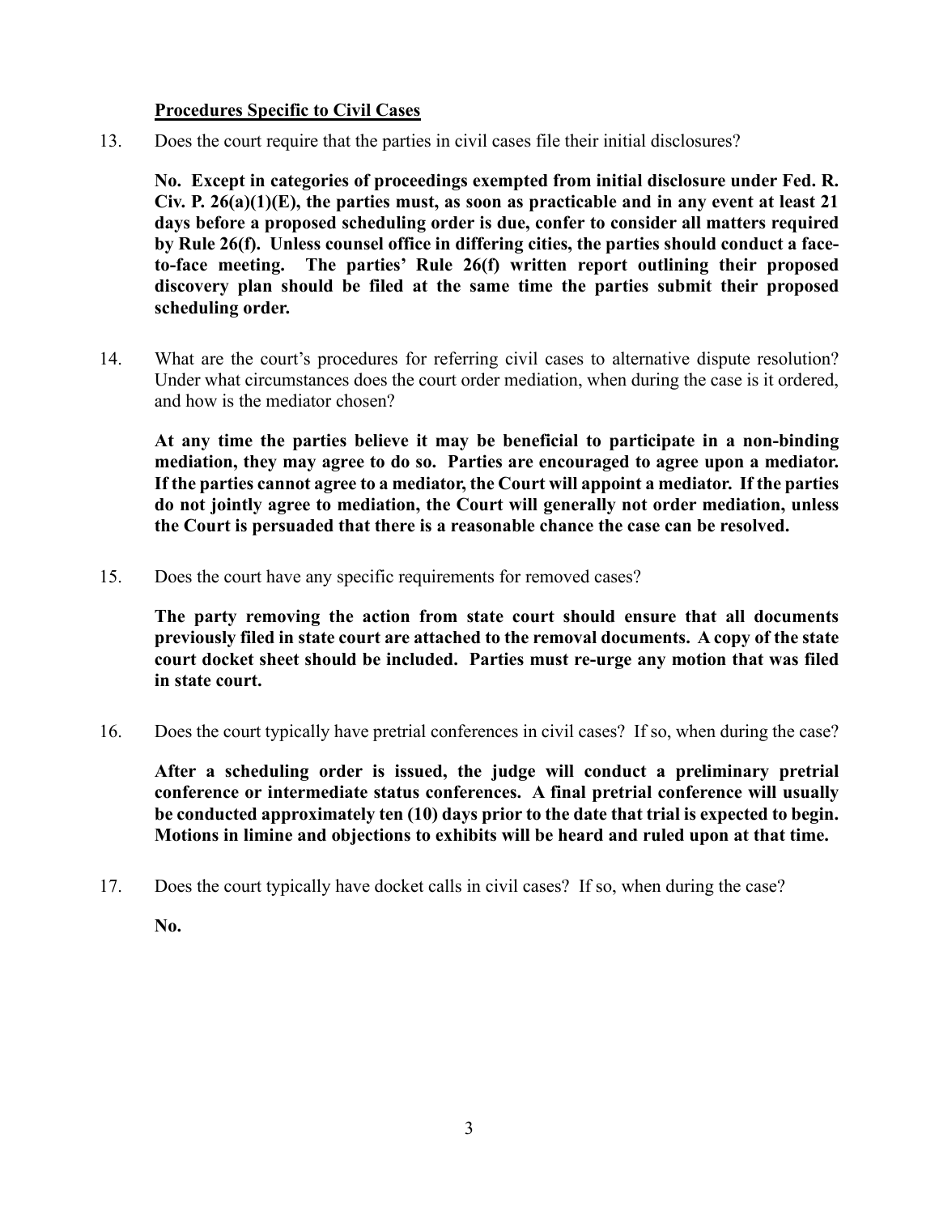**Procedures Specific to Civil Cases**

13. Does the court require that the parties in civil cases file their initial disclosures?

    **No. Except in categories of proceedings exempted from initial disclosure under Fed. R. Civ. P. 26(a)(1)(E), the parties must, as soon as practicable and in any event at least 21 days before a proposed scheduling order is due, confer to consider all matters required by Rule 26(f). Unless counsel office in differing cities, the parties should conduct a face-to-face meeting. The parties' Rule 26(f) written report outlining their proposed discovery plan should be filed at the same time the parties submit their proposed scheduling order.**

14. What are the court's procedures for referring civil cases to alternative dispute resolution? Under what circumstances does the court order mediation, when during the case is it ordered, and how is the mediator chosen?

    **At any time the parties believe it may be beneficial to participate in a non-binding mediation, they may agree to do so. Parties are encouraged to agree upon a mediator. If the parties cannot agree to a mediator, the Court will appoint a mediator. If the parties do not jointly agree to mediation, the Court will generally not order mediation, unless the Court is persuaded that there is a reasonable chance the case can be resolved.**

15. Does the court have any specific requirements for removed cases?

    **The party removing the action from state court should ensure that all documents previously filed in state court are attached to the removal documents. A copy of the state court docket sheet should be included. Parties must re-urge any motion that was filed in state court.**

16. Does the court typically have pretrial conferences in civil cases? If so, when during the case?

    **After a scheduling order is issued, the judge will conduct a preliminary pretrial conference or intermediate status conferences. A final pretrial conference will usually be conducted approximately ten (10) days prior to the date that trial is expected to begin. Motions in limine and objections to exhibits will be heard and ruled upon at that time.**

17. Does the court typically have docket calls in civil cases? If so, when during the case?

    **No.**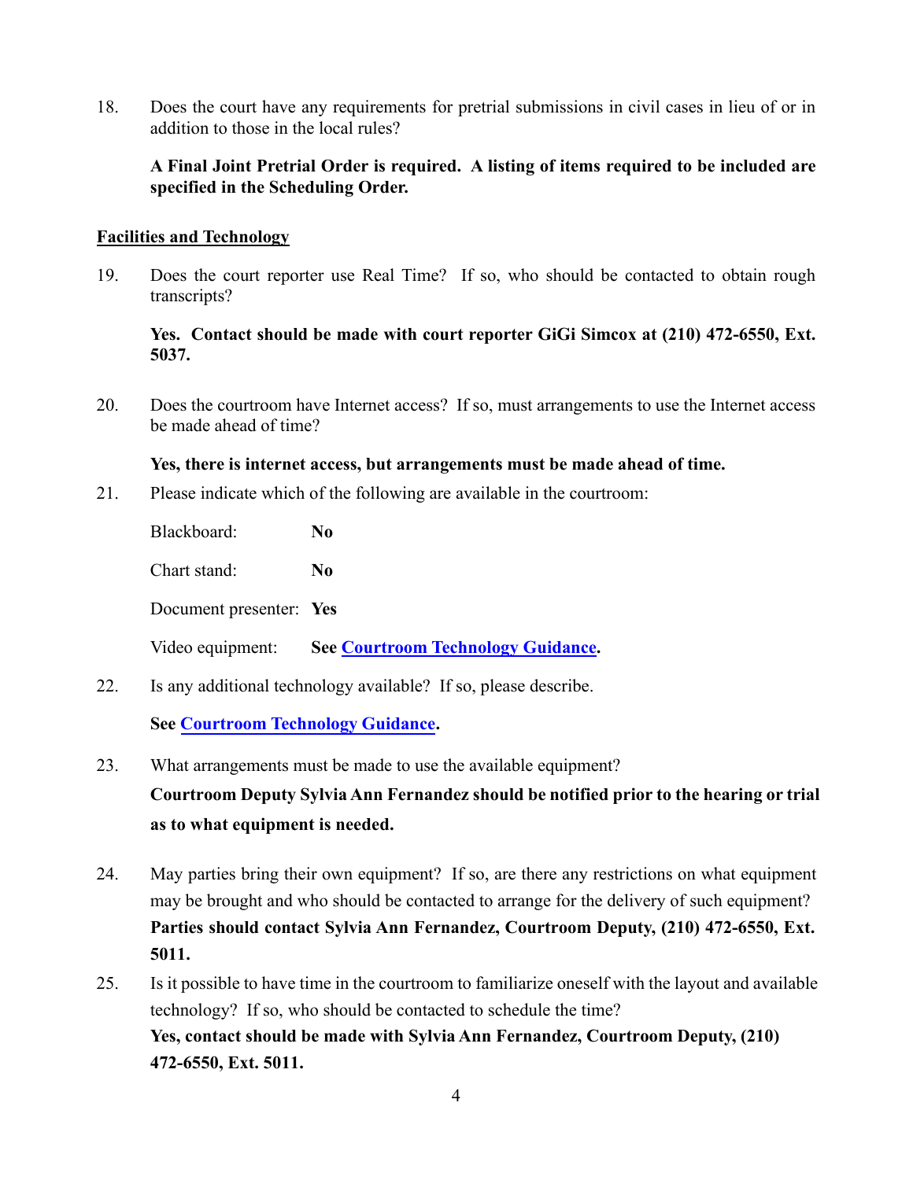18. Does the court have any requirements for pretrial submissions in civil cases in lieu of or in addition to those in the local rules?

    **A Final Joint Pretrial Order is required. A listing of items required to be included are specified in the Scheduling Order.**

## Facilities and Technology

19. Does the court reporter use Real Time? If so, who should be contacted to obtain rough transcripts?

    **Yes. Contact should be made with court reporter GiGi Simcox at (210) 472-6550, Ext. 5037.**

20. Does the courtroom have Internet access? If so, must arrangements to use the Internet access be made ahead of time?

    **Yes, there is internet access, but arrangements must be made ahead of time.**

21. Please indicate which of the following are available in the courtroom:

    Blackboard: **No**

    Chart stand: **No**

    Document presenter: **Yes**

    Video equipment: **See Courtroom Technology Guidance.**

22. Is any additional technology available? If so, please describe.

    **See Courtroom Technology Guidance.**

23. What arrangements must be made to use the available equipment?

    **Courtroom Deputy Sylvia Ann Fernandez should be notified prior to the hearing or trial as to what equipment is needed.**

24. May parties bring their own equipment? If so, are there any restrictions on what equipment may be brought and who should be contacted to arrange for the delivery of such equipment?

    **Parties should contact Sylvia Ann Fernandez, Courtroom Deputy, (210) 472-6550, Ext. 5011.**

25. Is it possible to have time in the courtroom to familiarize oneself with the layout and available technology? If so, who should be contacted to schedule the time?

    **Yes, contact should be made with Sylvia Ann Fernandez, Courtroom Deputy, (210) 472-6550, Ext. 5011.**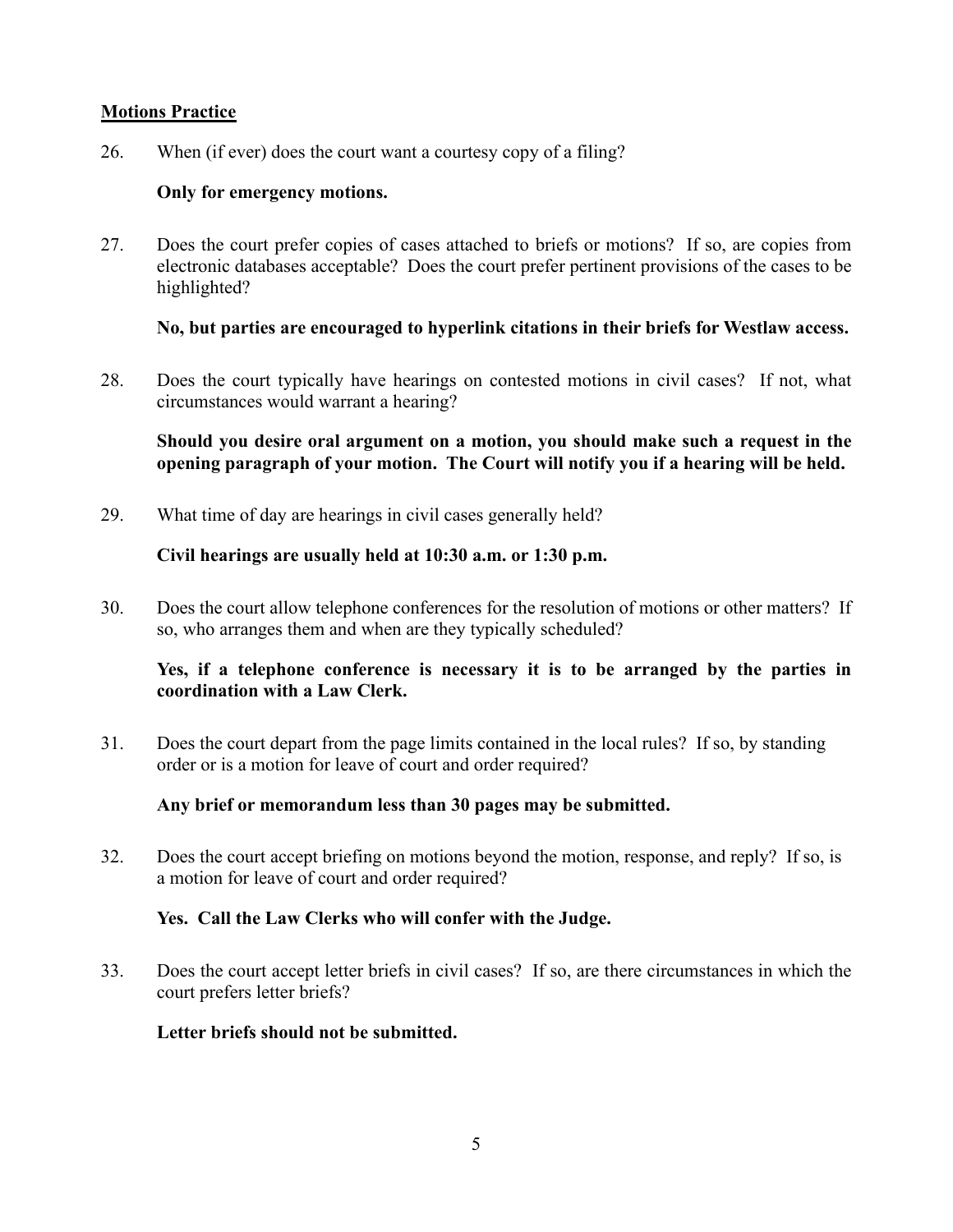## Motions Practice

26. When (if ever) does the court want a courtesy copy of a filing?

    **Only for emergency motions.**

27. Does the court prefer copies of cases attached to briefs or motions? If so, are copies from electronic databases acceptable? Does the court prefer pertinent provisions of the cases to be highlighted?

    **No, but parties are encouraged to hyperlink citations in their briefs for Westlaw access.**

28. Does the court typically have hearings on contested motions in civil cases? If not, what circumstances would warrant a hearing?

    **Should you desire oral argument on a motion, you should make such a request in the opening paragraph of your motion. The Court will notify you if a hearing will be held.**

29. What time of day are hearings in civil cases generally held?

    **Civil hearings are usually held at 10:30 a.m. or 1:30 p.m.**

30. Does the court allow telephone conferences for the resolution of motions or other matters? If so, who arranges them and when are they typically scheduled?

    **Yes, if a telephone conference is necessary it is to be arranged by the parties in coordination with a Law Clerk.**

31. Does the court depart from the page limits contained in the local rules? If so, by standing order or is a motion for leave of court and order required?

    **Any brief or memorandum less than 30 pages may be submitted.**

32. Does the court accept briefing on motions beyond the motion, response, and reply? If so, is a motion for leave of court and order required?

    **Yes. Call the Law Clerks who will confer with the Judge.**

33. Does the court accept letter briefs in civil cases? If so, are there circumstances in which the court prefers letter briefs?

    **Letter briefs should not be submitted.**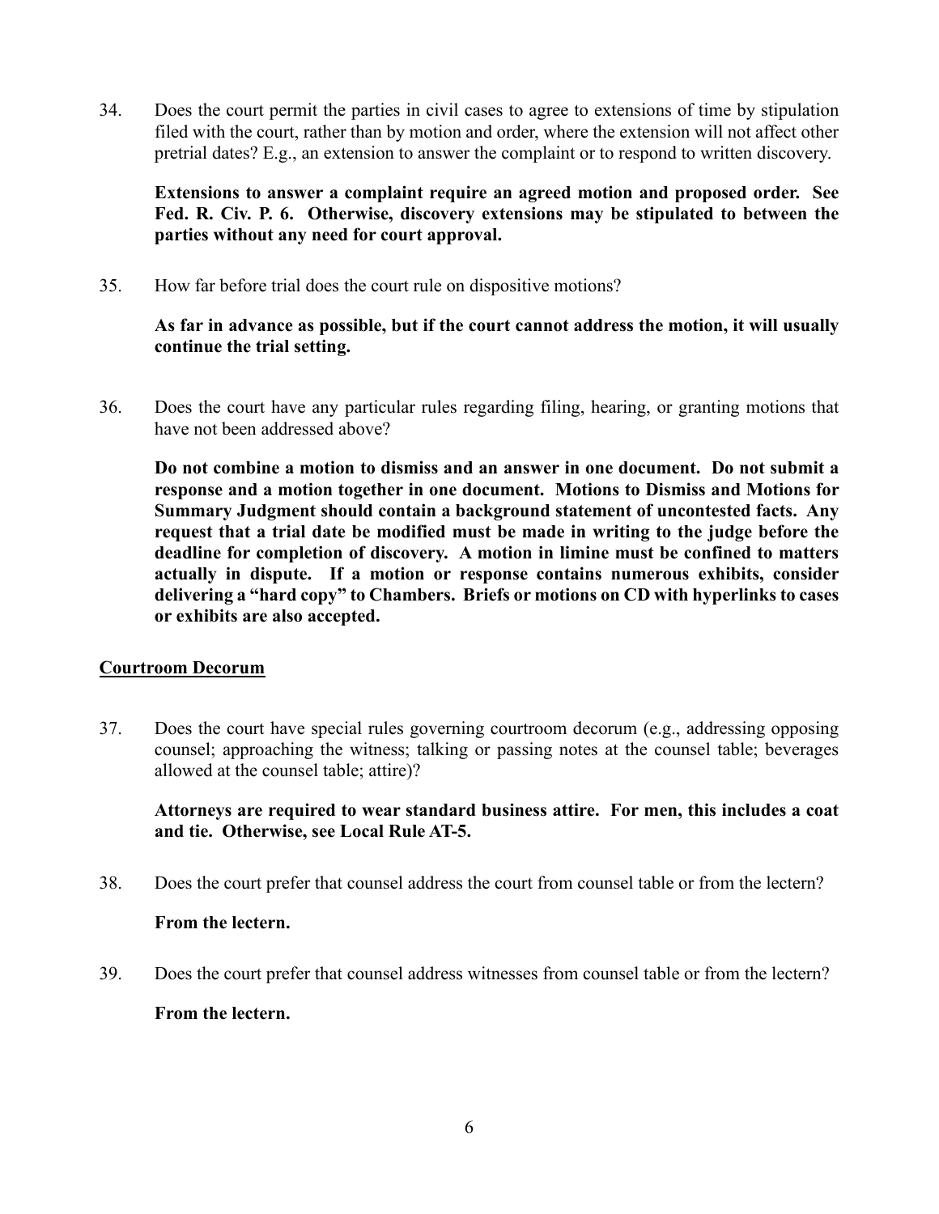34. Does the court permit the parties in civil cases to agree to extensions of time by stipulation filed with the court, rather than by motion and order, where the extension will not affect other pretrial dates? E.g., an extension to answer the complaint or to respond to written discovery.

    **Extensions to answer a complaint require an agreed motion and proposed order. See Fed. R. Civ. P. 6. Otherwise, discovery extensions may be stipulated to between the parties without any need for court approval.**

35. How far before trial does the court rule on dispositive motions?

    **As far in advance as possible, but if the court cannot address the motion, it will usually continue the trial setting.**

36. Does the court have any particular rules regarding filing, hearing, or granting motions that have not been addressed above?

    **Do not combine a motion to dismiss and an answer in one document. Do not submit a response and a motion together in one document. Motions to Dismiss and Motions for Summary Judgment should contain a background statement of uncontested facts. Any request that a trial date be modified must be made in writing to the judge before the deadline for completion of discovery. A motion in limine must be confined to matters actually in dispute. If a motion or response contains numerous exhibits, consider delivering a "hard copy" to Chambers. Briefs or motions on CD with hyperlinks to cases or exhibits are also accepted.**

## Courtroom Decorum

37. Does the court have special rules governing courtroom decorum (e.g., addressing opposing counsel; approaching the witness; talking or passing notes at the counsel table; beverages allowed at the counsel table; attire)?

    **Attorneys are required to wear standard business attire. For men, this includes a coat and tie. Otherwise, see Local Rule AT-5.**

38. Does the court prefer that counsel address the court from counsel table or from the lectern?

    **From the lectern.**

39. Does the court prefer that counsel address witnesses from counsel table or from the lectern?

    **From the lectern.**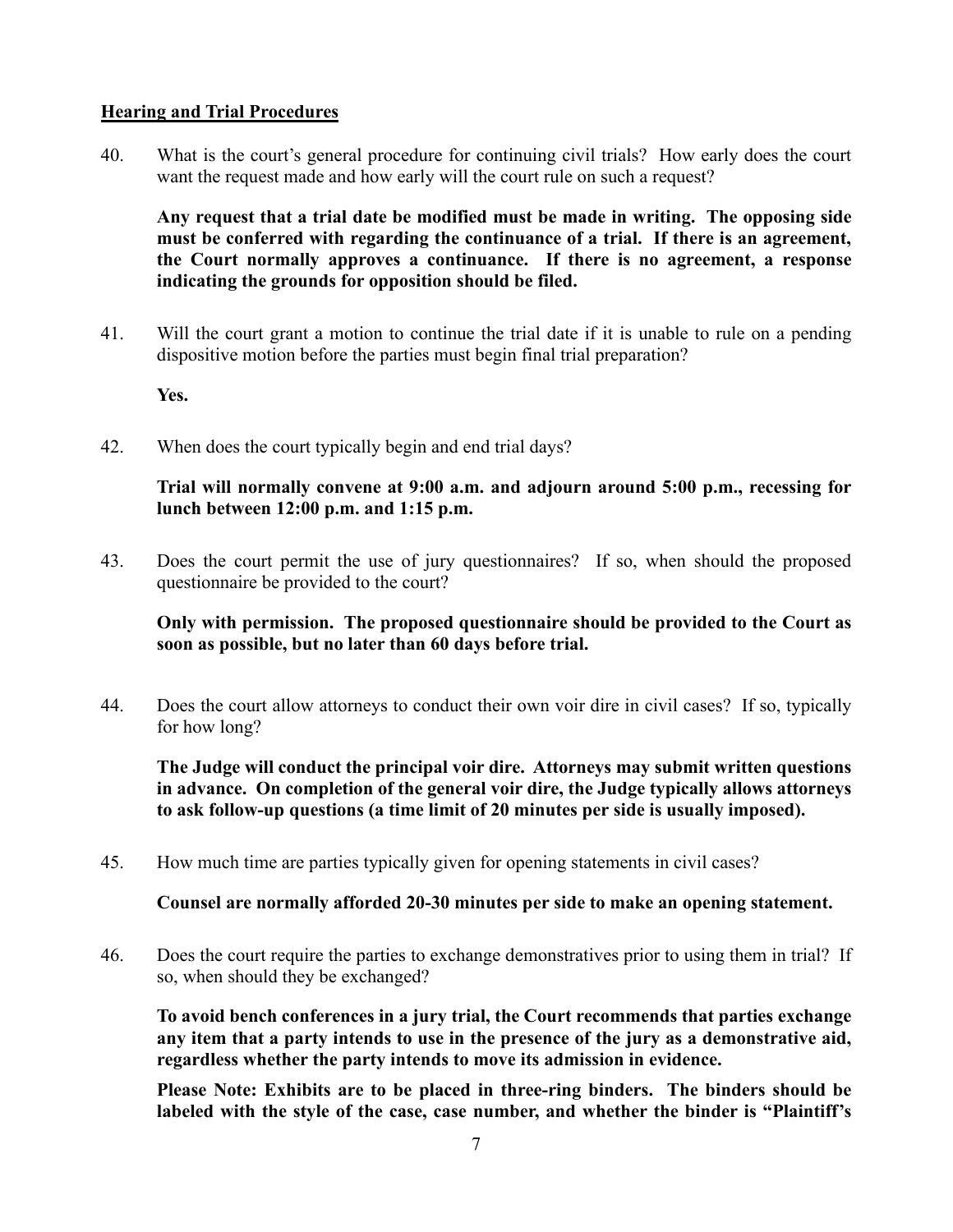**<u>Hearing and Trial Procedures</u>**

40. What is the court's general procedure for continuing civil trials? How early does the court want the request made and how early will the court rule on such a request?

    **Any request that a trial date be modified must be made in writing. The opposing side must be conferred with regarding the continuance of a trial. If there is an agreement, the Court normally approves a continuance. If there is no agreement, a response indicating the grounds for opposition should be filed.**

41. Will the court grant a motion to continue the trial date if it is unable to rule on a pending dispositive motion before the parties must begin final trial preparation?

    **Yes.**

42. When does the court typically begin and end trial days?

    **Trial will normally convene at 9:00 a.m. and adjourn around 5:00 p.m., recessing for lunch between 12:00 p.m. and 1:15 p.m.**

43. Does the court permit the use of jury questionnaires? If so, when should the proposed questionnaire be provided to the court?

    **Only with permission. The proposed questionnaire should be provided to the Court as soon as possible, but no later than 60 days before trial.**

44. Does the court allow attorneys to conduct their own voir dire in civil cases? If so, typically for how long?

    **The Judge will conduct the principal voir dire. Attorneys may submit written questions in advance. On completion of the general voir dire, the Judge typically allows attorneys to ask follow-up questions (a time limit of 20 minutes per side is usually imposed).**

45. How much time are parties typically given for opening statements in civil cases?

    **Counsel are normally afforded 20-30 minutes per side to make an opening statement.**

46. Does the court require the parties to exchange demonstratives prior to using them in trial? If so, when should they be exchanged?

    **To avoid bench conferences in a jury trial, the Court recommends that parties exchange any item that a party intends to use in the presence of the jury as a demonstrative aid, regardless whether the party intends to move its admission in evidence.**

    **Please Note: Exhibits are to be placed in three-ring binders. The binders should be labeled with the style of the case, case number, and whether the binder is "Plaintiff's**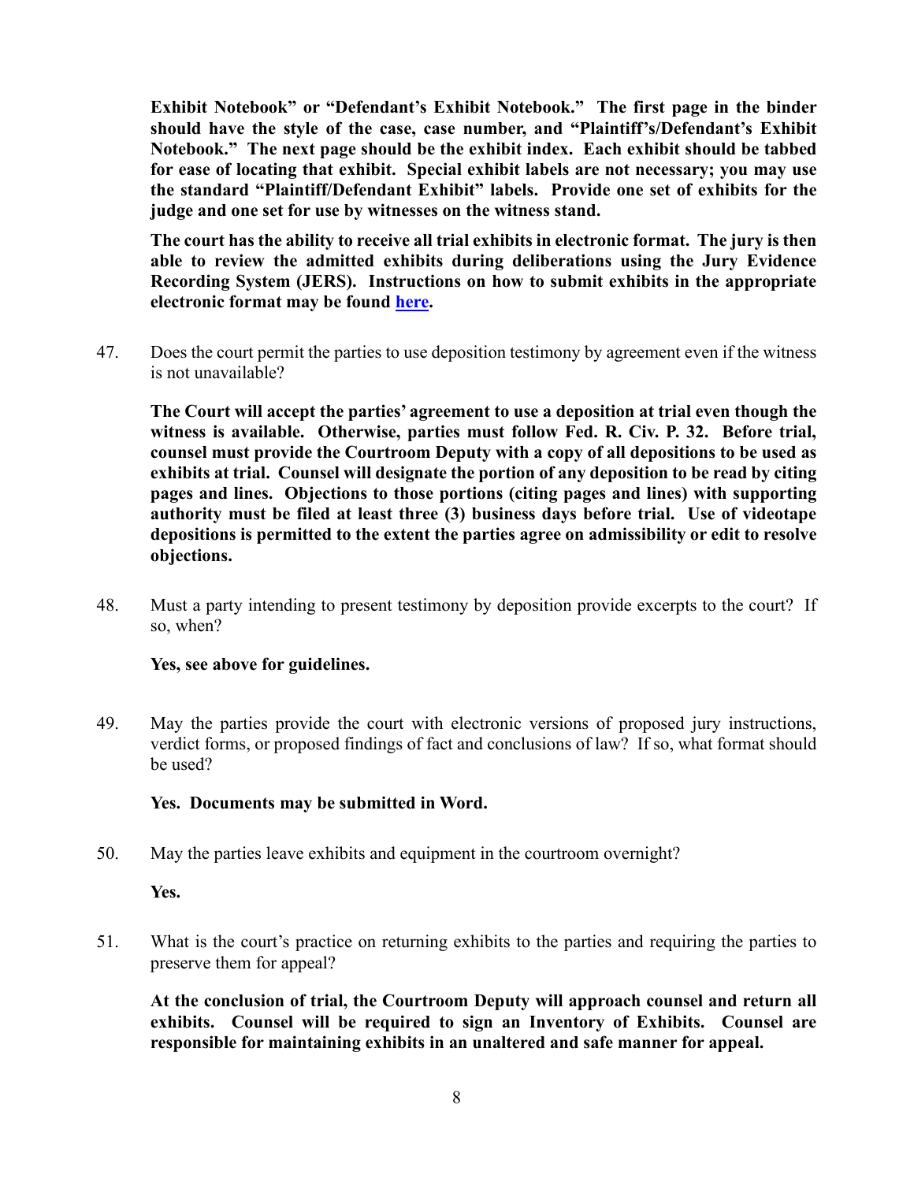**Exhibit Notebook" or "Defendant's Exhibit Notebook." The first page in the binder should have the style of the case, case number, and "Plaintiff's/Defendant's Exhibit Notebook." The next page should be the exhibit index. Each exhibit should be tabbed for ease of locating that exhibit. Special exhibit labels are not necessary; you may use the standard "Plaintiff/Defendant Exhibit" labels. Provide one set of exhibits for the judge and one set for use by witnesses on the witness stand.**

**The court has the ability to receive all trial exhibits in electronic format. The jury is then able to review the admitted exhibits during deliberations using the Jury Evidence Recording System (JERS). Instructions on how to submit exhibits in the appropriate electronic format may be found here.**

47. Does the court permit the parties to use deposition testimony by agreement even if the witness is not unavailable?

    **The Court will accept the parties' agreement to use a deposition at trial even though the witness is available. Otherwise, parties must follow Fed. R. Civ. P. 32. Before trial, counsel must provide the Courtroom Deputy with a copy of all depositions to be used as exhibits at trial. Counsel will designate the portion of any deposition to be read by citing pages and lines. Objections to those portions (citing pages and lines) with supporting authority must be filed at least three (3) business days before trial. Use of videotape depositions is permitted to the extent the parties agree on admissibility or edit to resolve objections.**

48. Must a party intending to present testimony by deposition provide excerpts to the court? If so, when?

    **Yes, see above for guidelines.**

49. May the parties provide the court with electronic versions of proposed jury instructions, verdict forms, or proposed findings of fact and conclusions of law? If so, what format should be used?

    **Yes. Documents may be submitted in Word.**

50. May the parties leave exhibits and equipment in the courtroom overnight?

    **Yes.**

51. What is the court's practice on returning exhibits to the parties and requiring the parties to preserve them for appeal?

    **At the conclusion of trial, the Courtroom Deputy will approach counsel and return all exhibits. Counsel will be required to sign an Inventory of Exhibits. Counsel are responsible for maintaining exhibits in an unaltered and safe manner for appeal.**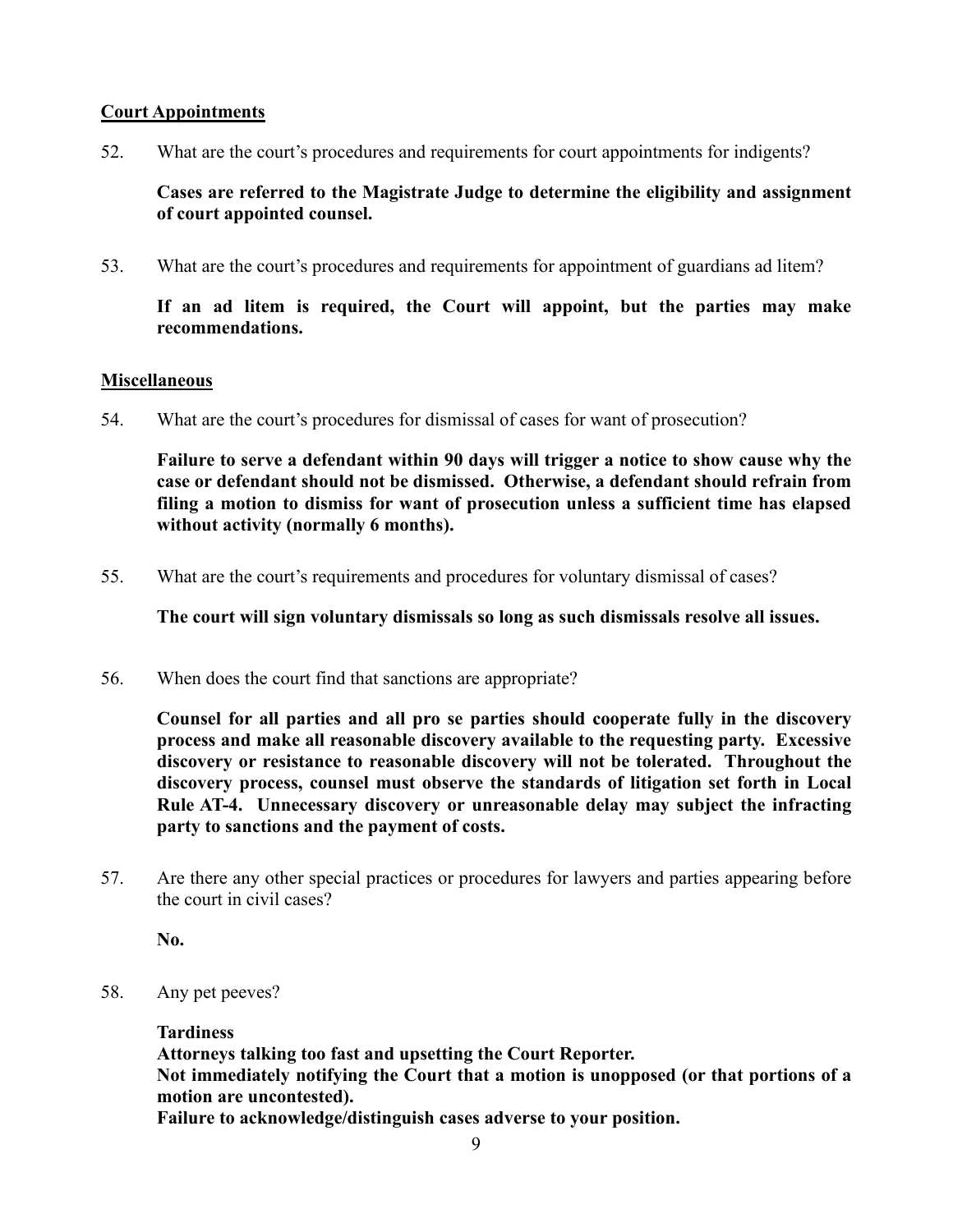**<u>Court Appointments</u>**

52. What are the court's procedures and requirements for court appointments for indigents?

    **Cases are referred to the Magistrate Judge to determine the eligibility and assignment of court appointed counsel.**

53. What are the court's procedures and requirements for appointment of guardians ad litem?

    **If an ad litem is required, the Court will appoint, but the parties may make recommendations.**

**<u>Miscellaneous</u>**

54. What are the court's procedures for dismissal of cases for want of prosecution?

    **Failure to serve a defendant within 90 days will trigger a notice to show cause why the case or defendant should not be dismissed. Otherwise, a defendant should refrain from filing a motion to dismiss for want of prosecution unless a sufficient time has elapsed without activity (normally 6 months).**

55. What are the court's requirements and procedures for voluntary dismissal of cases?

    **The court will sign voluntary dismissals so long as such dismissals resolve all issues.**

56. When does the court find that sanctions are appropriate?

    **Counsel for all parties and all pro se parties should cooperate fully in the discovery process and make all reasonable discovery available to the requesting party. Excessive discovery or resistance to reasonable discovery will not be tolerated. Throughout the discovery process, counsel must observe the standards of litigation set forth in Local Rule AT-4. Unnecessary discovery or unreasonable delay may subject the infracting party to sanctions and the payment of costs.**

57. Are there any other special practices or procedures for lawyers and parties appearing before the court in civil cases?

    **No.**

58. Any pet peeves?

    **Tardiness**
    **Attorneys talking too fast and upsetting the Court Reporter.**
    **Not immediately notifying the Court that a motion is unopposed (or that portions of a motion are uncontested).**
    **Failure to acknowledge/distinguish cases adverse to your position.**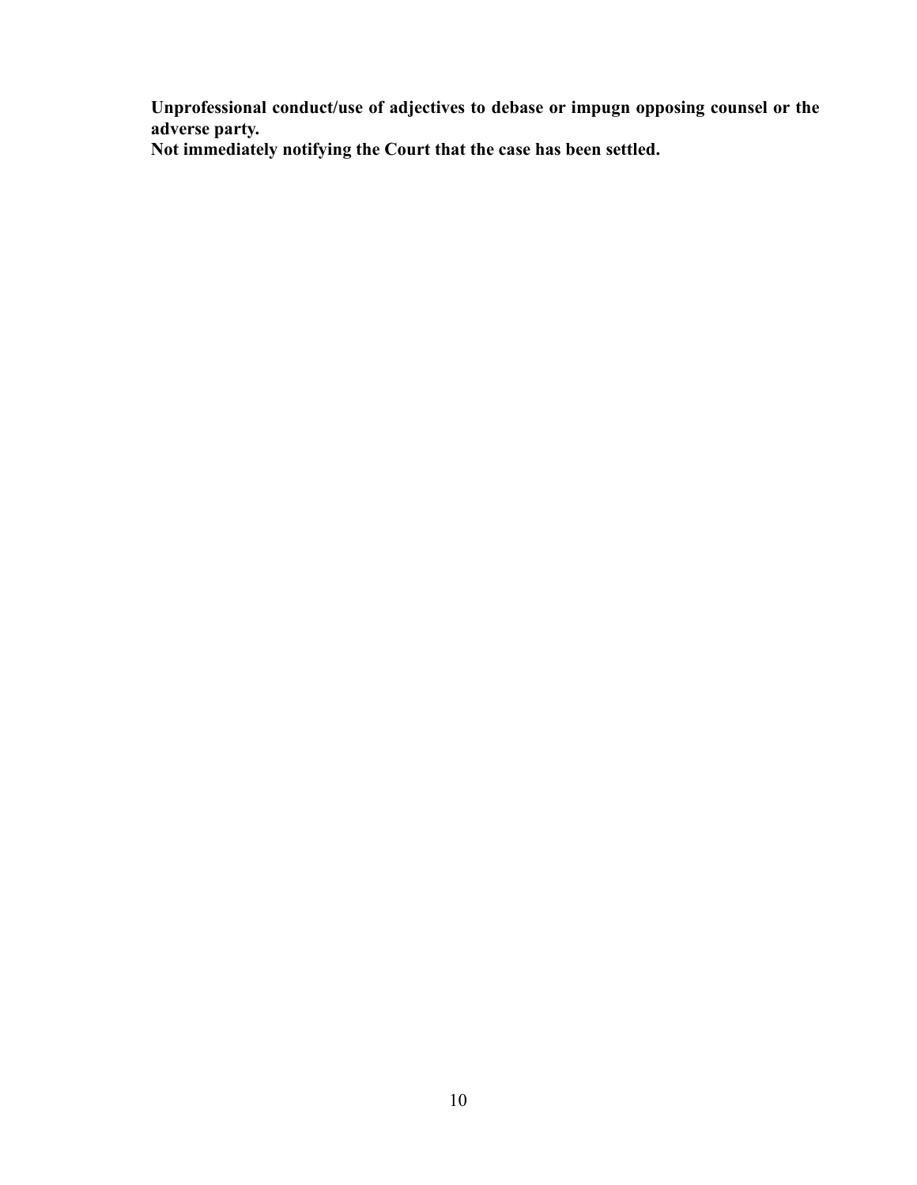**Unprofessional conduct/use of adjectives to debase or impugn opposing counsel or the adverse party.**

**Not immediately notifying the Court that the case has been settled.**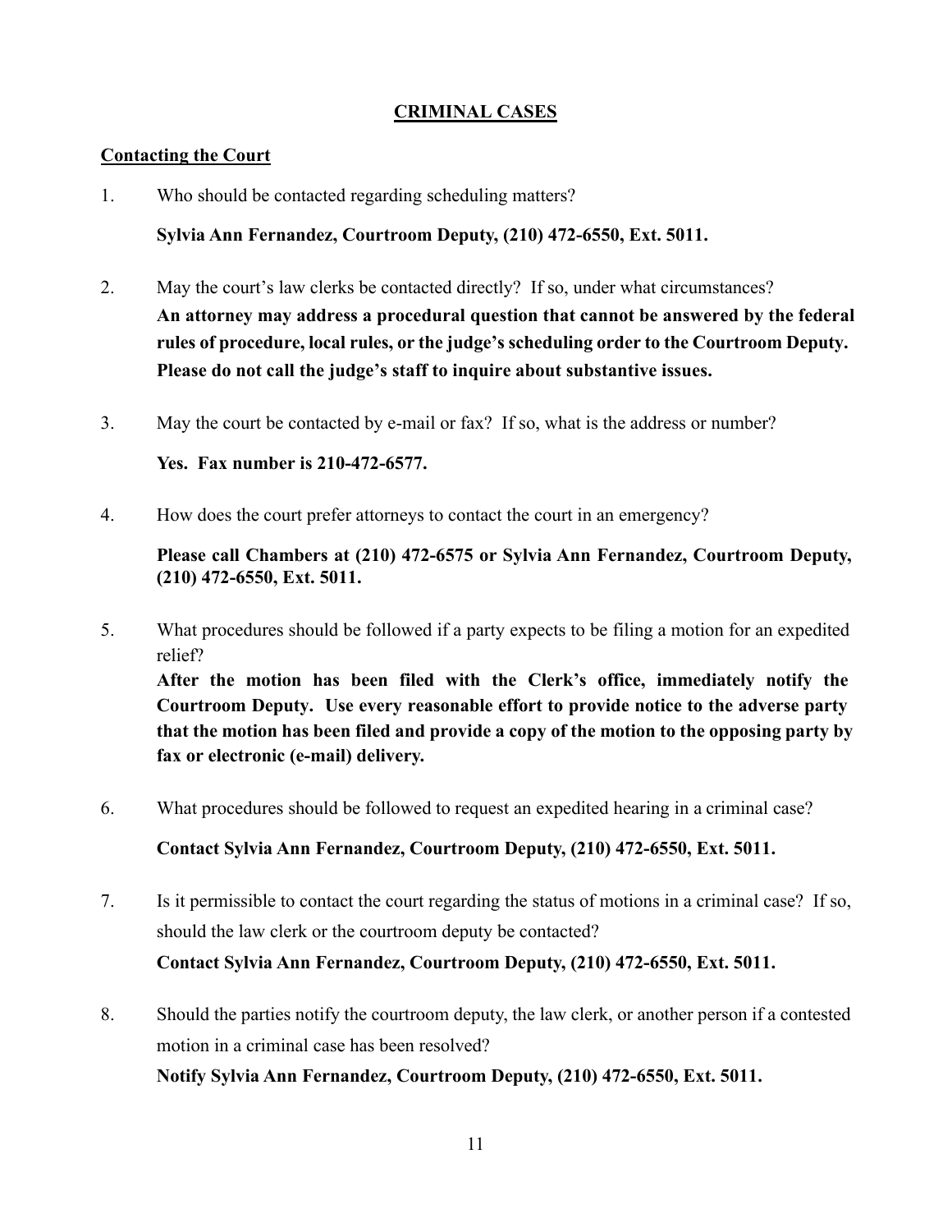## CRIMINAL CASES

### Contacting the Court

1. Who should be contacted regarding scheduling matters?

   **Sylvia Ann Fernandez, Courtroom Deputy, (210) 472-6550, Ext. 5011.**

2. May the court's law clerks be contacted directly? If so, under what circumstances?

   **An attorney may address a procedural question that cannot be answered by the federal rules of procedure, local rules, or the judge's scheduling order to the Courtroom Deputy. Please do not call the judge's staff to inquire about substantive issues.**

3. May the court be contacted by e-mail or fax? If so, what is the address or number?

   **Yes. Fax number is 210-472-6577.**

4. How does the court prefer attorneys to contact the court in an emergency?

   **Please call Chambers at (210) 472-6575 or Sylvia Ann Fernandez, Courtroom Deputy, (210) 472-6550, Ext. 5011.**

5. What procedures should be followed if a party expects to be filing a motion for an expedited relief?

   **After the motion has been filed with the Clerk's office, immediately notify the Courtroom Deputy. Use every reasonable effort to provide notice to the adverse party that the motion has been filed and provide a copy of the motion to the opposing party by fax or electronic (e-mail) delivery.**

6. What procedures should be followed to request an expedited hearing in a criminal case?

   **Contact Sylvia Ann Fernandez, Courtroom Deputy, (210) 472-6550, Ext. 5011.**

7. Is it permissible to contact the court regarding the status of motions in a criminal case? If so, should the law clerk or the courtroom deputy be contacted?

   **Contact Sylvia Ann Fernandez, Courtroom Deputy, (210) 472-6550, Ext. 5011.**

8. Should the parties notify the courtroom deputy, the law clerk, or another person if a contested motion in a criminal case has been resolved?

   **Notify Sylvia Ann Fernandez, Courtroom Deputy, (210) 472-6550, Ext. 5011.**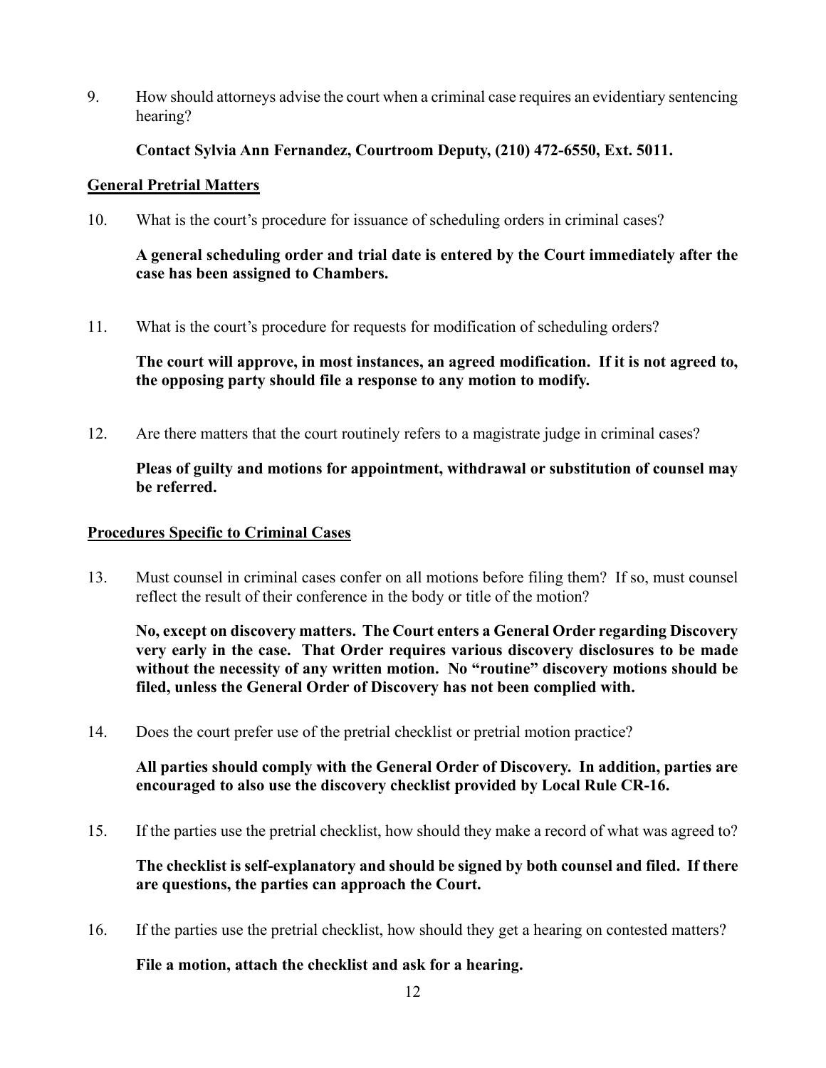9. How should attorneys advise the court when a criminal case requires an evidentiary sentencing hearing?

   **Contact Sylvia Ann Fernandez, Courtroom Deputy, (210) 472-6550, Ext. 5011.**

## General Pretrial Matters

10. What is the court's procedure for issuance of scheduling orders in criminal cases?

    **A general scheduling order and trial date is entered by the Court immediately after the case has been assigned to Chambers.**

11. What is the court's procedure for requests for modification of scheduling orders?

    **The court will approve, in most instances, an agreed modification. If it is not agreed to, the opposing party should file a response to any motion to modify.**

12. Are there matters that the court routinely refers to a magistrate judge in criminal cases?

    **Pleas of guilty and motions for appointment, withdrawal or substitution of counsel may be referred.**

## Procedures Specific to Criminal Cases

13. Must counsel in criminal cases confer on all motions before filing them? If so, must counsel reflect the result of their conference in the body or title of the motion?

    **No, except on discovery matters. The Court enters a General Order regarding Discovery very early in the case. That Order requires various discovery disclosures to be made without the necessity of any written motion. No "routine" discovery motions should be filed, unless the General Order of Discovery has not been complied with.**

14. Does the court prefer use of the pretrial checklist or pretrial motion practice?

    **All parties should comply with the General Order of Discovery. In addition, parties are encouraged to also use the discovery checklist provided by Local Rule CR-16.**

15. If the parties use the pretrial checklist, how should they make a record of what was agreed to?

    **The checklist is self-explanatory and should be signed by both counsel and filed. If there are questions, the parties can approach the Court.**

16. If the parties use the pretrial checklist, how should they get a hearing on contested matters?

    **File a motion, attach the checklist and ask for a hearing.**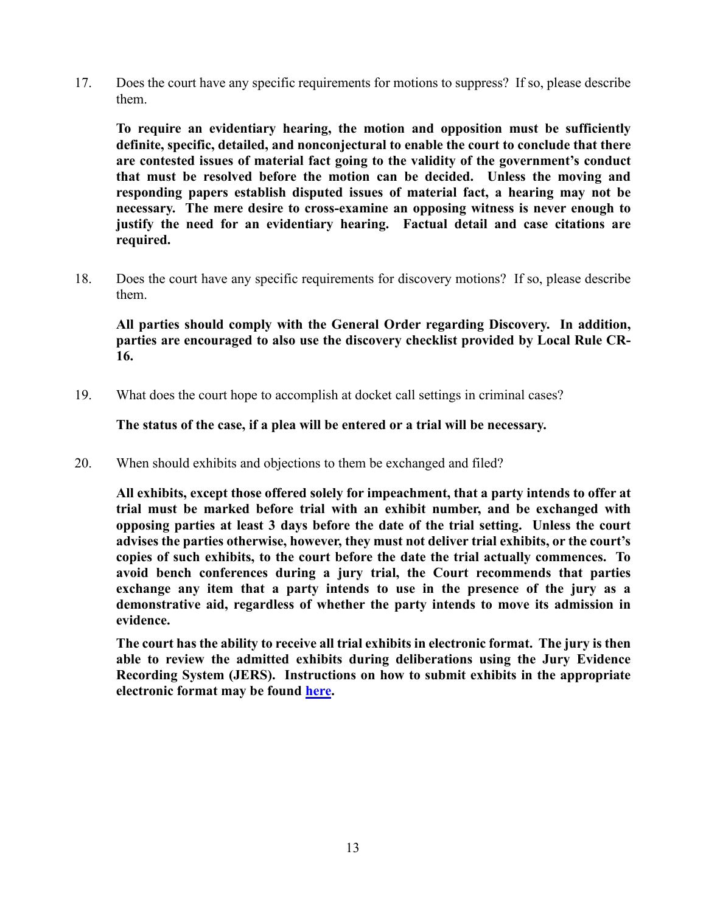17. Does the court have any specific requirements for motions to suppress? If so, please describe them.

    **To require an evidentiary hearing, the motion and opposition must be sufficiently definite, specific, detailed, and nonconjectural to enable the court to conclude that there are contested issues of material fact going to the validity of the government's conduct that must be resolved before the motion can be decided. Unless the moving and responding papers establish disputed issues of material fact, a hearing may not be necessary. The mere desire to cross-examine an opposing witness is never enough to justify the need for an evidentiary hearing. Factual detail and case citations are required.**

18. Does the court have any specific requirements for discovery motions? If so, please describe them.

    **All parties should comply with the General Order regarding Discovery. In addition, parties are encouraged to also use the discovery checklist provided by Local Rule CR-16.**

19. What does the court hope to accomplish at docket call settings in criminal cases?

    **The status of the case, if a plea will be entered or a trial will be necessary.**

20. When should exhibits and objections to them be exchanged and filed?

    **All exhibits, except those offered solely for impeachment, that a party intends to offer at trial must be marked before trial with an exhibit number, and be exchanged with opposing parties at least 3 days before the date of the trial setting. Unless the court advises the parties otherwise, however, they must not deliver trial exhibits, or the court's copies of such exhibits, to the court before the date the trial actually commences. To avoid bench conferences during a jury trial, the Court recommends that parties exchange any item that a party intends to use in the presence of the jury as a demonstrative aid, regardless of whether the party intends to move its admission in evidence.**

    **The court has the ability to receive all trial exhibits in electronic format. The jury is then able to review the admitted exhibits during deliberations using the Jury Evidence Recording System (JERS). Instructions on how to submit exhibits in the appropriate electronic format may be found here.**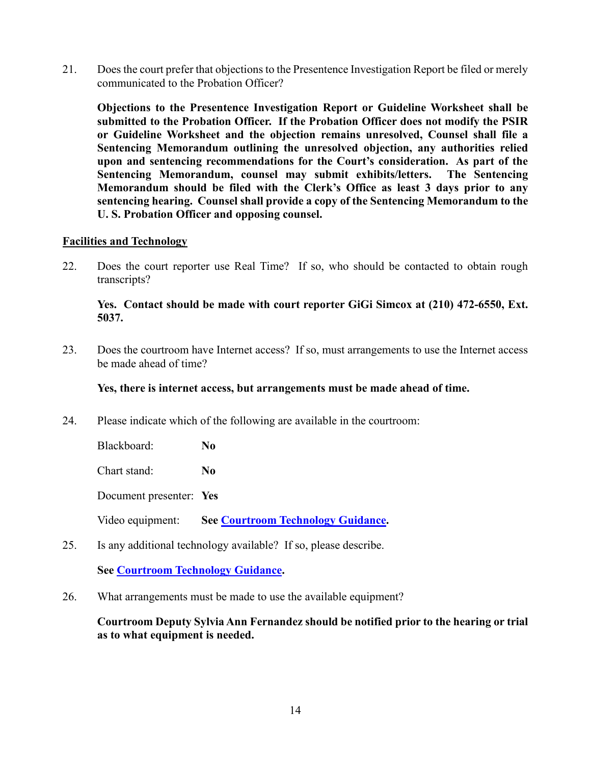21. Does the court prefer that objections to the Presentence Investigation Report be filed or merely communicated to the Probation Officer?

    **Objections to the Presentence Investigation Report or Guideline Worksheet shall be submitted to the Probation Officer. If the Probation Officer does not modify the PSIR or Guideline Worksheet and the objection remains unresolved, Counsel shall file a Sentencing Memorandum outlining the unresolved objection, any authorities relied upon and sentencing recommendations for the Court's consideration. As part of the Sentencing Memorandum, counsel may submit exhibits/letters. The Sentencing Memorandum should be filed with the Clerk's Office as least 3 days prior to any sentencing hearing. Counsel shall provide a copy of the Sentencing Memorandum to the U. S. Probation Officer and opposing counsel.**

## Facilities and Technology

22. Does the court reporter use Real Time? If so, who should be contacted to obtain rough transcripts?

    **Yes. Contact should be made with court reporter GiGi Simcox at (210) 472-6550, Ext. 5037.**

23. Does the courtroom have Internet access? If so, must arrangements to use the Internet access be made ahead of time?

    **Yes, there is internet access, but arrangements must be made ahead of time.**

24. Please indicate which of the following are available in the courtroom:

    Blackboard: **No**

    Chart stand: **No**

    Document presenter: **Yes**

    Video equipment: **See Courtroom Technology Guidance.**

25. Is any additional technology available? If so, please describe.

    **See Courtroom Technology Guidance.**

26. What arrangements must be made to use the available equipment?

    **Courtroom Deputy Sylvia Ann Fernandez should be notified prior to the hearing or trial as to what equipment is needed.**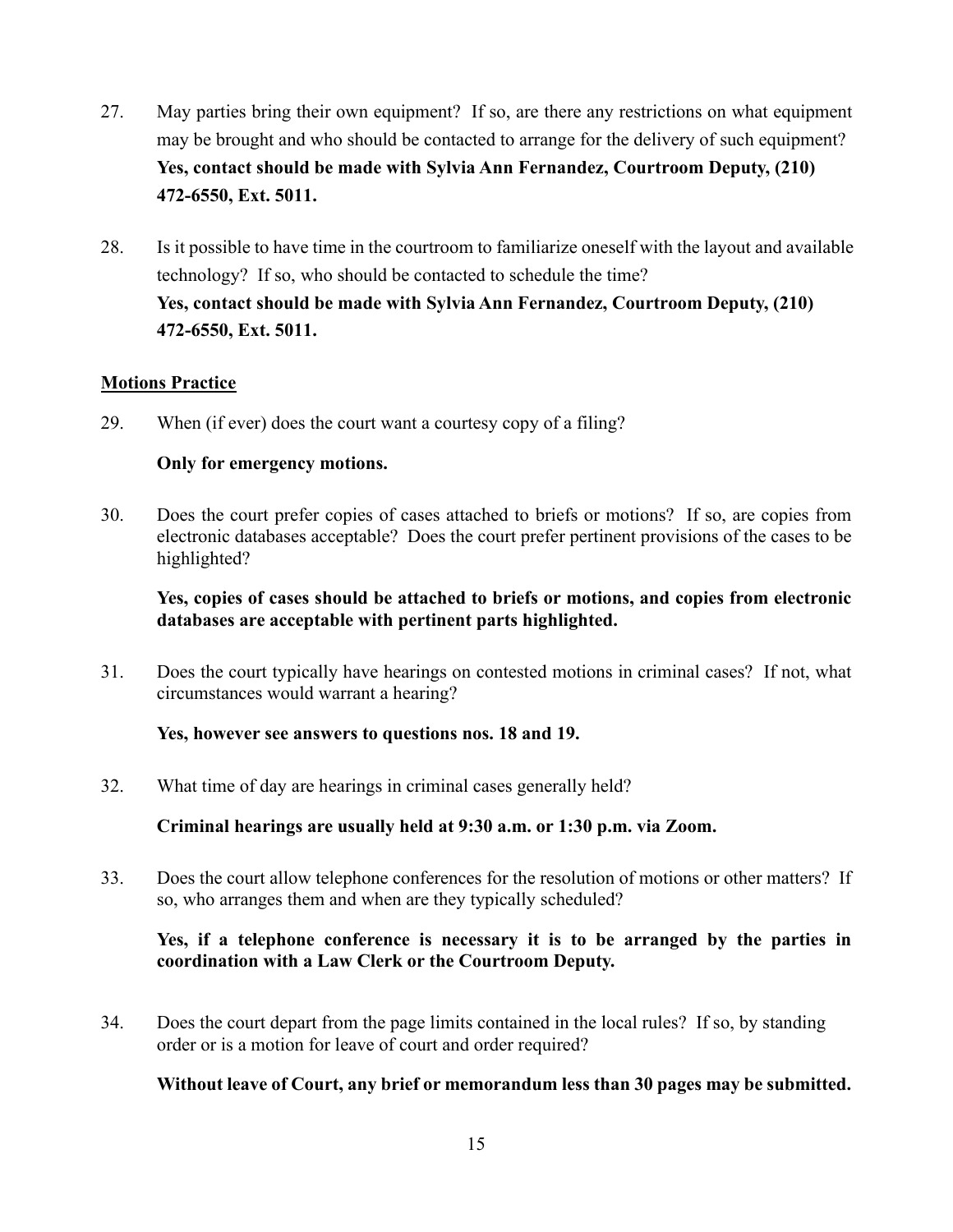27. May parties bring their own equipment? If so, are there any restrictions on what equipment may be brought and who should be contacted to arrange for the delivery of such equipment?
**Yes, contact should be made with Sylvia Ann Fernandez, Courtroom Deputy, (210) 472-6550, Ext. 5011.**

28. Is it possible to have time in the courtroom to familiarize oneself with the layout and available technology? If so, who should be contacted to schedule the time?
**Yes, contact should be made with Sylvia Ann Fernandez, Courtroom Deputy, (210) 472-6550, Ext. 5011.**

## Motions Practice

29. When (if ever) does the court want a courtesy copy of a filing?

**Only for emergency motions.**

30. Does the court prefer copies of cases attached to briefs or motions? If so, are copies from electronic databases acceptable? Does the court prefer pertinent provisions of the cases to be highlighted?

**Yes, copies of cases should be attached to briefs or motions, and copies from electronic databases are acceptable with pertinent parts highlighted.**

31. Does the court typically have hearings on contested motions in criminal cases? If not, what circumstances would warrant a hearing?

**Yes, however see answers to questions nos. 18 and 19.**

32. What time of day are hearings in criminal cases generally held?

**Criminal hearings are usually held at 9:30 a.m. or 1:30 p.m. via Zoom.**

33. Does the court allow telephone conferences for the resolution of motions or other matters? If so, who arranges them and when are they typically scheduled?

**Yes, if a telephone conference is necessary it is to be arranged by the parties in coordination with a Law Clerk or the Courtroom Deputy.**

34. Does the court depart from the page limits contained in the local rules? If so, by standing order or is a motion for leave of court and order required?

**Without leave of Court, any brief or memorandum less than 30 pages may be submitted.**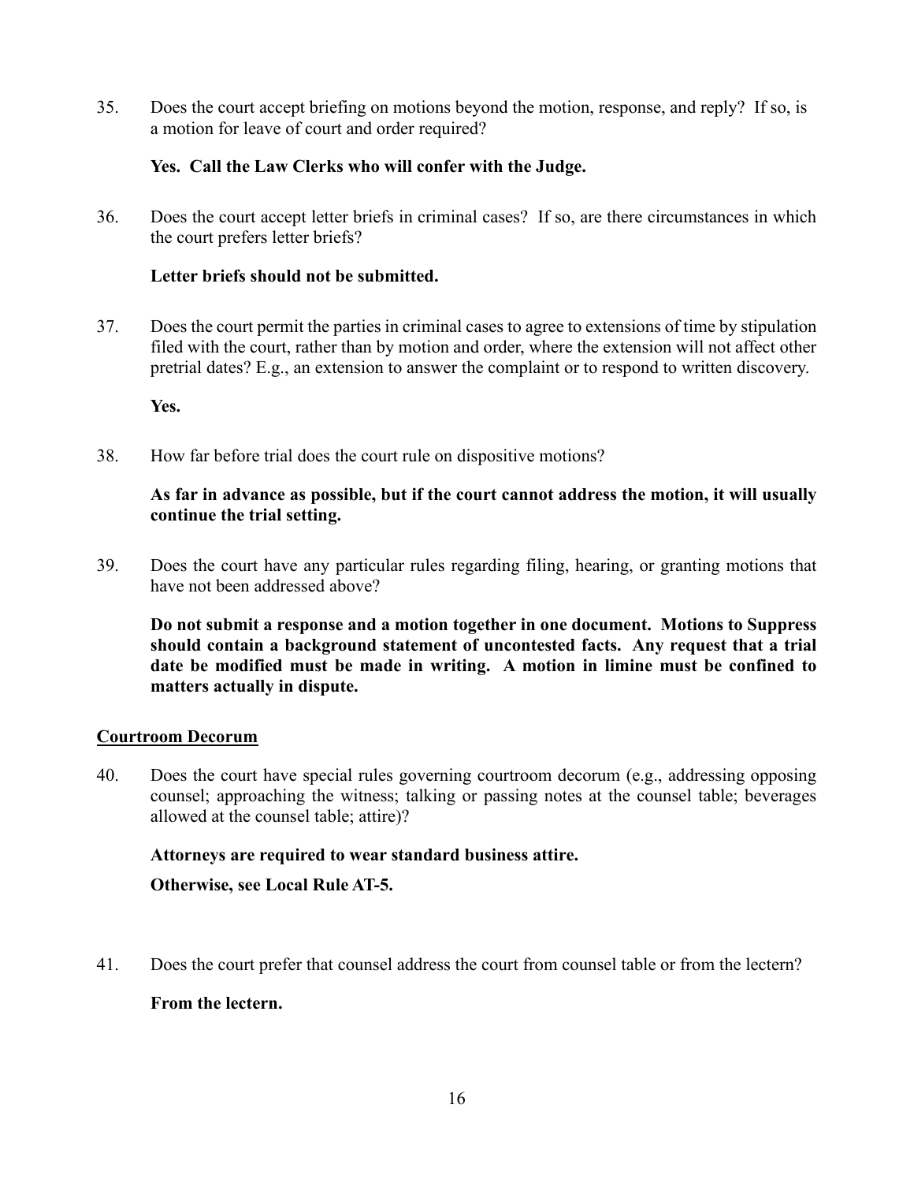35. Does the court accept briefing on motions beyond the motion, response, and reply? If so, is a motion for leave of court and order required?

    **Yes. Call the Law Clerks who will confer with the Judge.**

36. Does the court accept letter briefs in criminal cases? If so, are there circumstances in which the court prefers letter briefs?

    **Letter briefs should not be submitted.**

37. Does the court permit the parties in criminal cases to agree to extensions of time by stipulation filed with the court, rather than by motion and order, where the extension will not affect other pretrial dates? E.g., an extension to answer the complaint or to respond to written discovery.

    **Yes.**

38. How far before trial does the court rule on dispositive motions?

    **As far in advance as possible, but if the court cannot address the motion, it will usually continue the trial setting.**

39. Does the court have any particular rules regarding filing, hearing, or granting motions that have not been addressed above?

    **Do not submit a response and a motion together in one document. Motions to Suppress should contain a background statement of uncontested facts. Any request that a trial date be modified must be made in writing. A motion in limine must be confined to matters actually in dispute.**

## Courtroom Decorum

40. Does the court have special rules governing courtroom decorum (e.g., addressing opposing counsel; approaching the witness; talking or passing notes at the counsel table; beverages allowed at the counsel table; attire)?

    **Attorneys are required to wear standard business attire.**

    **Otherwise, see Local Rule AT-5.**

41. Does the court prefer that counsel address the court from counsel table or from the lectern?

    **From the lectern.**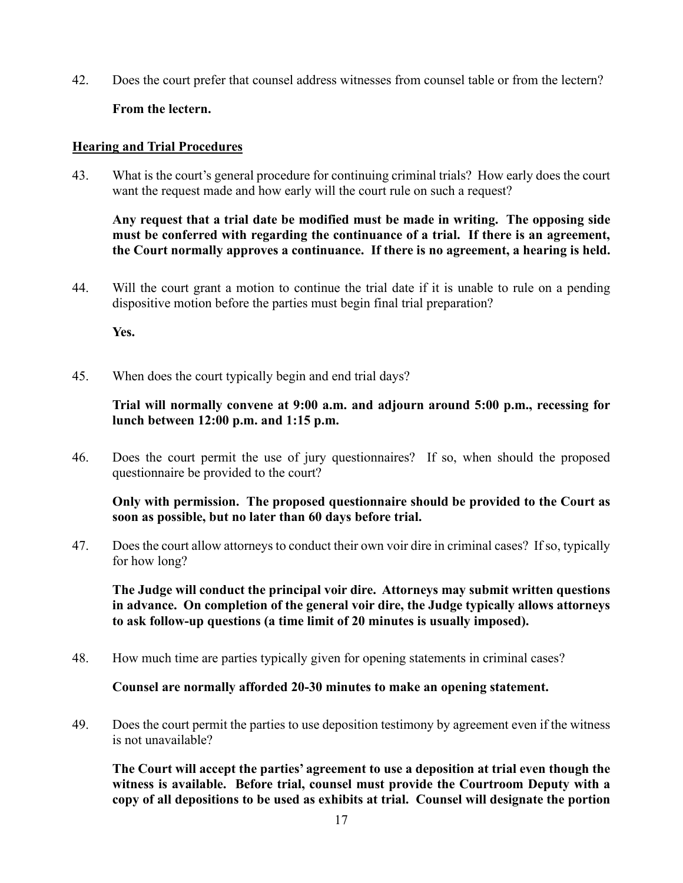42. Does the court prefer that counsel address witnesses from counsel table or from the lectern?

    **From the lectern.**

## Hearing and Trial Procedures

43. What is the court's general procedure for continuing criminal trials? How early does the court want the request made and how early will the court rule on such a request?

    **Any request that a trial date be modified must be made in writing. The opposing side must be conferred with regarding the continuance of a trial. If there is an agreement, the Court normally approves a continuance. If there is no agreement, a hearing is held.**

44. Will the court grant a motion to continue the trial date if it is unable to rule on a pending dispositive motion before the parties must begin final trial preparation?

    **Yes.**

45. When does the court typically begin and end trial days?

    **Trial will normally convene at 9:00 a.m. and adjourn around 5:00 p.m., recessing for lunch between 12:00 p.m. and 1:15 p.m.**

46. Does the court permit the use of jury questionnaires? If so, when should the proposed questionnaire be provided to the court?

    **Only with permission. The proposed questionnaire should be provided to the Court as soon as possible, but no later than 60 days before trial.**

47. Does the court allow attorneys to conduct their own voir dire in criminal cases? If so, typically for how long?

    **The Judge will conduct the principal voir dire. Attorneys may submit written questions in advance. On completion of the general voir dire, the Judge typically allows attorneys to ask follow-up questions (a time limit of 20 minutes is usually imposed).**

48. How much time are parties typically given for opening statements in criminal cases?

    **Counsel are normally afforded 20-30 minutes to make an opening statement.**

49. Does the court permit the parties to use deposition testimony by agreement even if the witness is not unavailable?

    **The Court will accept the parties' agreement to use a deposition at trial even though the witness is available. Before trial, counsel must provide the Courtroom Deputy with a copy of all depositions to be used as exhibits at trial. Counsel will designate the portion**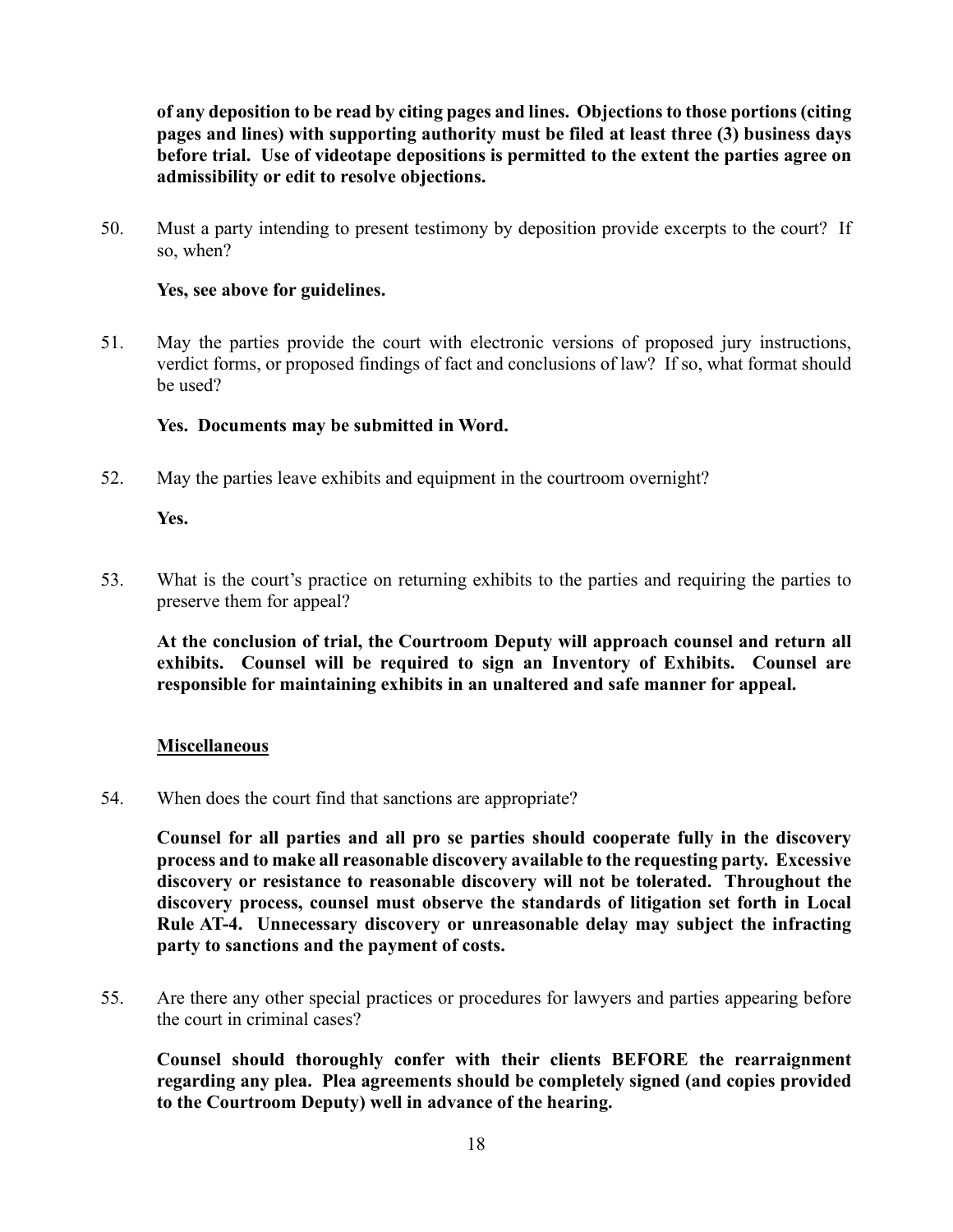**of any deposition to be read by citing pages and lines. Objections to those portions (citing pages and lines) with supporting authority must be filed at least three (3) business days before trial. Use of videotape depositions is permitted to the extent the parties agree on admissibility or edit to resolve objections.**

50. Must a party intending to present testimony by deposition provide excerpts to the court? If so, when?

    **Yes, see above for guidelines.**

51. May the parties provide the court with electronic versions of proposed jury instructions, verdict forms, or proposed findings of fact and conclusions of law? If so, what format should be used?

    **Yes. Documents may be submitted in Word.**

52. May the parties leave exhibits and equipment in the courtroom overnight?

    **Yes.**

53. What is the court's practice on returning exhibits to the parties and requiring the parties to preserve them for appeal?

    **At the conclusion of trial, the Courtroom Deputy will approach counsel and return all exhibits. Counsel will be required to sign an Inventory of Exhibits. Counsel are responsible for maintaining exhibits in an unaltered and safe manner for appeal.**

## Miscellaneous

54. When does the court find that sanctions are appropriate?

    **Counsel for all parties and all pro se parties should cooperate fully in the discovery process and to make all reasonable discovery available to the requesting party. Excessive discovery or resistance to reasonable discovery will not be tolerated. Throughout the discovery process, counsel must observe the standards of litigation set forth in Local Rule AT-4. Unnecessary discovery or unreasonable delay may subject the infracting party to sanctions and the payment of costs.**

55. Are there any other special practices or procedures for lawyers and parties appearing before the court in criminal cases?

    **Counsel should thoroughly confer with their clients BEFORE the rearraignment regarding any plea. Plea agreements should be completely signed (and copies provided to the Courtroom Deputy) well in advance of the hearing.**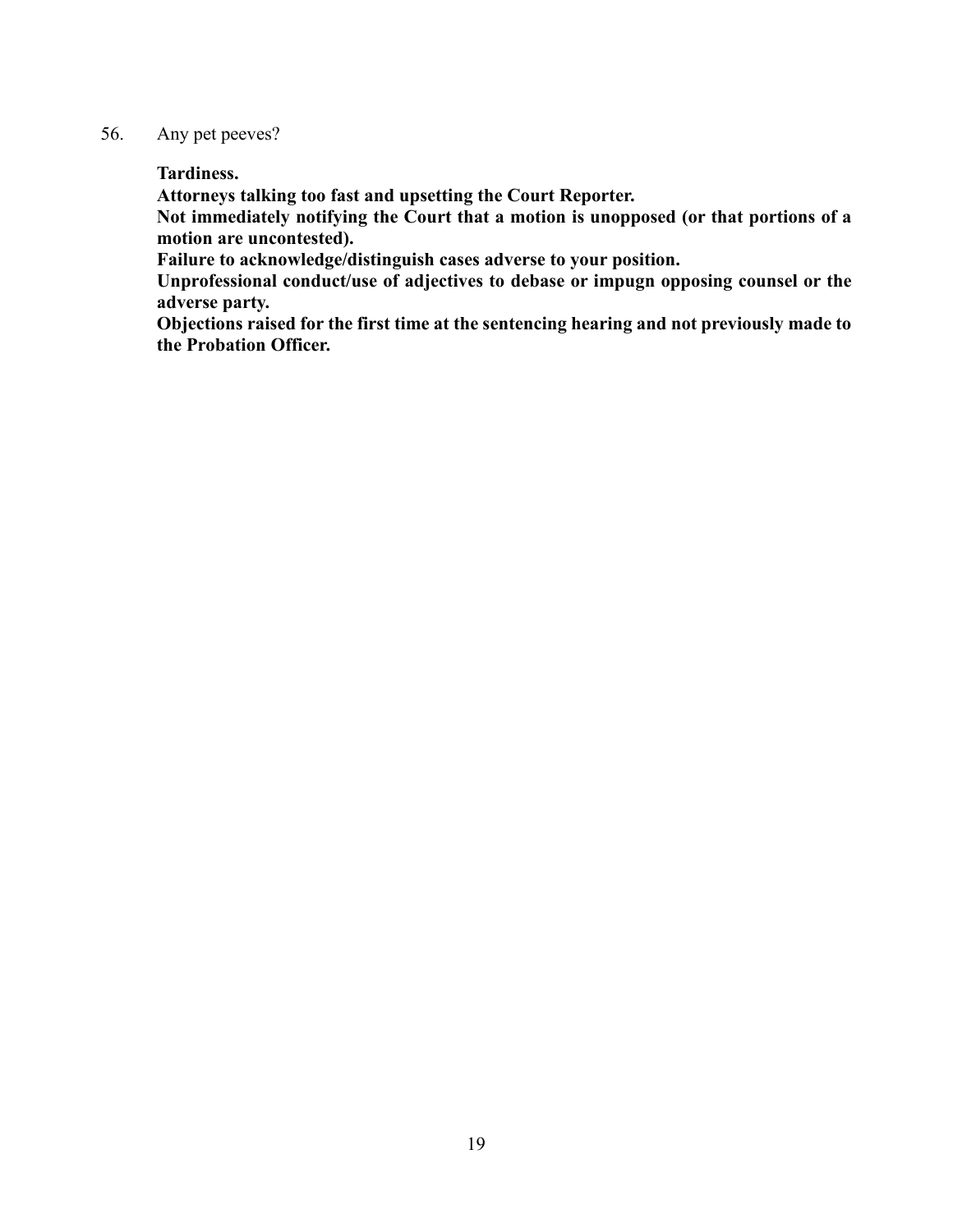56. Any pet peeves?

**Tardiness.**
**Attorneys talking too fast and upsetting the Court Reporter.**
**Not immediately notifying the Court that a motion is unopposed (or that portions of a motion are uncontested).**
**Failure to acknowledge/distinguish cases adverse to your position.**
**Unprofessional conduct/use of adjectives to debase or impugn opposing counsel or the adverse party.**
**Objections raised for the first time at the sentencing hearing and not previously made to the Probation Officer.**